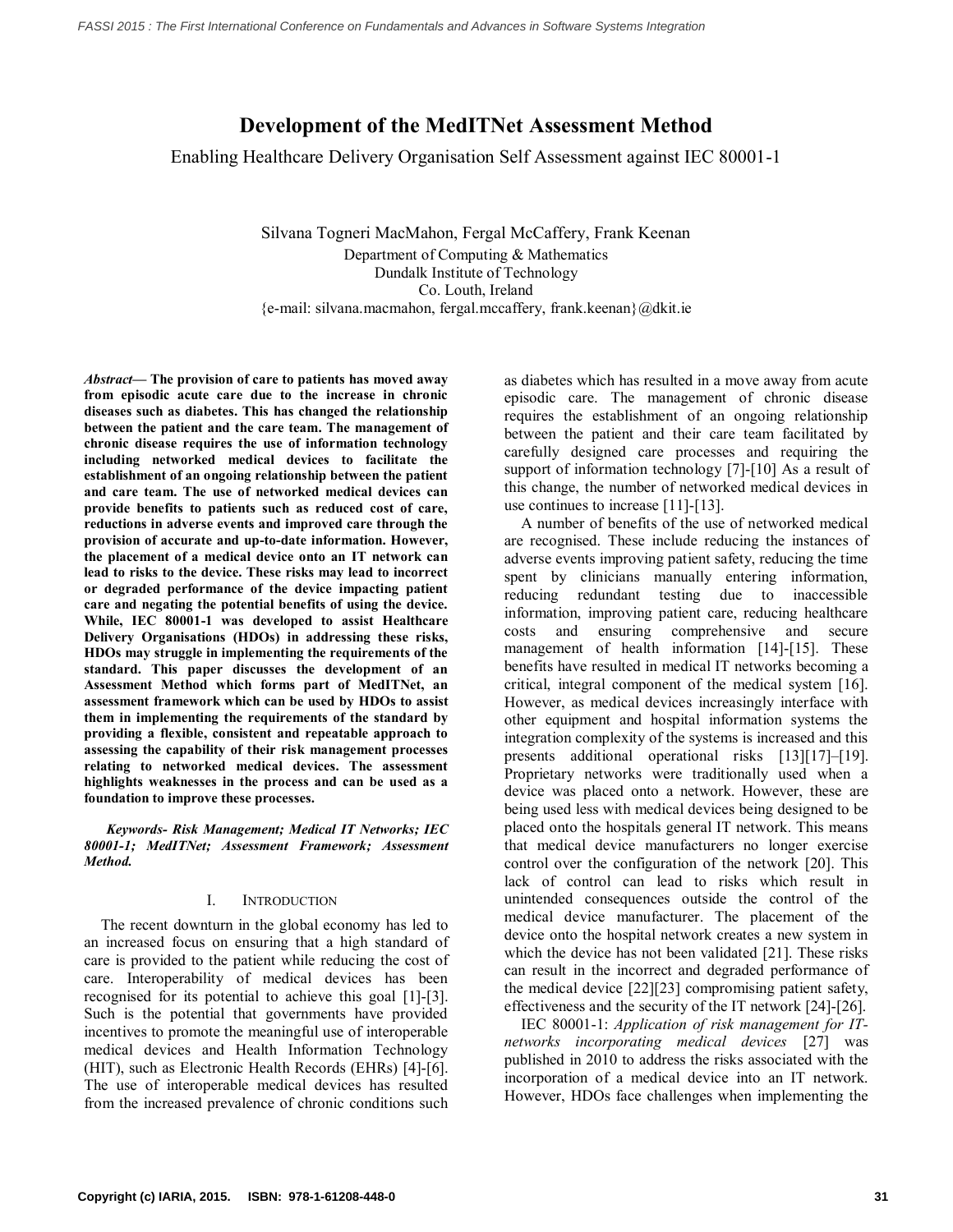# Development of the MedITNet Assessment Method

Enabling Healthcare Delivery Organisation Self Assessment against IEC 80001-1

Silvana Togneri MacMahon, Fergal McCaffery, Frank Keenan
Department of Computing & Mathematics
Dundalk Institute of Technology
Co. Louth, Ireland
{e-mail: silvana.macmahon, fergal.mccaffery, frank.keenan}@dkit.ie

***Abstract*— The provision of care to patients has moved away from episodic acute care due to the increase in chronic diseases such as diabetes. This has changed the relationship between the patient and the care team. The management of chronic disease requires the use of information technology including networked medical devices to facilitate the establishment of an ongoing relationship between the patient and care team. The use of networked medical devices can provide benefits to patients such as reduced cost of care, reductions in adverse events and improved care through the provision of accurate and up-to-date information. However, the placement of a medical device onto an IT network can lead to risks to the device. These risks may lead to incorrect or degraded performance of the device impacting patient care and negating the potential benefits of using the device. While, IEC 80001-1 was developed to assist Healthcare Delivery Organisations (HDOs) in addressing these risks, HDOs may struggle in implementing the requirements of the standard. This paper discusses the development of an Assessment Method which forms part of MedITNet, an assessment framework which can be used by HDOs to assist them in implementing the requirements of the standard by providing a flexible, consistent and repeatable approach to assessing the capability of their risk management processes relating to networked medical devices. The assessment highlights weaknesses in the process and can be used as a foundation to improve these processes.**

***Keywords- Risk Management; Medical IT Networks; IEC 80001-1; MedITNet; Assessment Framework; Assessment Method.***

## I. Introduction

The recent downturn in the global economy has led to an increased focus on ensuring that a high standard of care is provided to the patient while reducing the cost of care. Interoperability of medical devices has been recognised for its potential to achieve this goal [1]-[3]. Such is the potential that governments have provided incentives to promote the meaningful use of interoperable medical devices and Health Information Technology (HIT), such as Electronic Health Records (EHRs) [4]-[6]. The use of interoperable medical devices has resulted from the increased prevalence of chronic conditions such as diabetes which has resulted in a move away from acute episodic care. The management of chronic disease requires the establishment of an ongoing relationship between the patient and their care team facilitated by carefully designed care processes and requiring the support of information technology [7]-[10] As a result of this change, the number of networked medical devices in use continues to increase [11]-[13].

A number of benefits of the use of networked medical are recognised. These include reducing the instances of adverse events improving patient safety, reducing the time spent by clinicians manually entering information, reducing redundant testing due to inaccessible information, improving patient care, reducing healthcare costs and ensuring comprehensive and secure management of health information [14]-[15]. These benefits have resulted in medical IT networks becoming a critical, integral component of the medical system [16]. However, as medical devices increasingly interface with other equipment and hospital information systems the integration complexity of the systems is increased and this presents additional operational risks [13][17]–[19]. Proprietary networks were traditionally used when a device was placed onto a network. However, these are being used less with medical devices being designed to be placed onto the hospitals general IT network. This means that medical device manufacturers no longer exercise control over the configuration of the network [20]. This lack of control can lead to risks which result in unintended consequences outside the control of the medical device manufacturer. The placement of the device onto the hospital network creates a new system in which the device has not been validated [21]. These risks can result in the incorrect and degraded performance of the medical device [22][23] compromising patient safety, effectiveness and the security of the IT network [24]-[26].

IEC 80001-1: *Application of risk management for IT-networks incorporating medical devices* [27] was published in 2010 to address the risks associated with the incorporation of a medical device into an IT network. However, HDOs face challenges when implementing the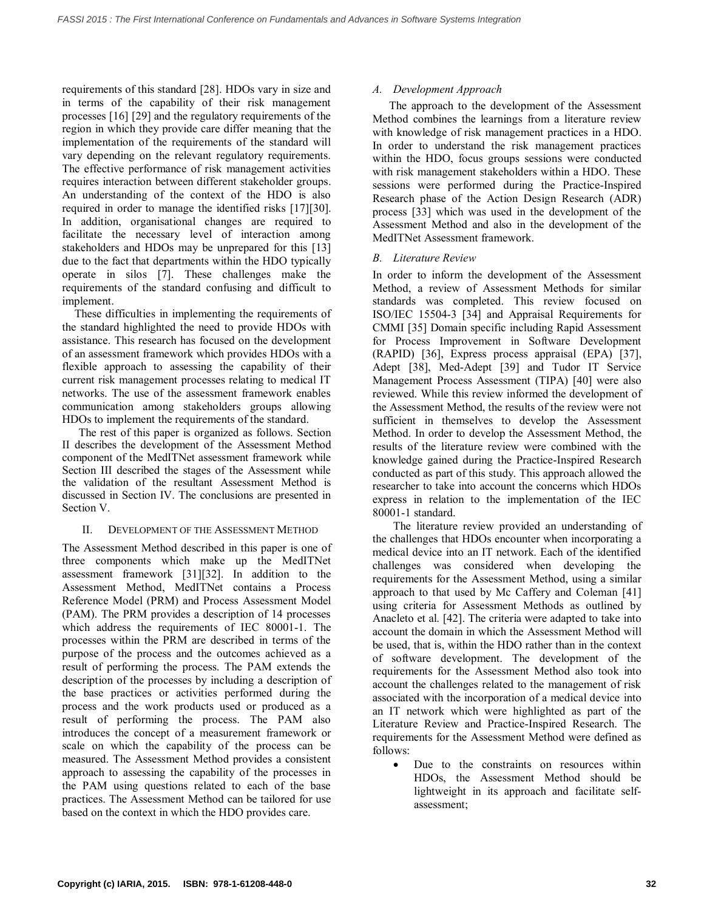requirements of this standard [28]. HDOs vary in size and in terms of the capability of their risk management processes [16] [29] and the regulatory requirements of the region in which they provide care differ meaning that the implementation of the requirements of the standard will vary depending on the relevant regulatory requirements. The effective performance of risk management activities requires interaction between different stakeholder groups. An understanding of the context of the HDO is also required in order to manage the identified risks [17][30]. In addition, organisational changes are required to facilitate the necessary level of interaction among stakeholders and HDOs may be unprepared for this [13] due to the fact that departments within the HDO typically operate in silos [7]. These challenges make the requirements of the standard confusing and difficult to implement.

These difficulties in implementing the requirements of the standard highlighted the need to provide HDOs with assistance. This research has focused on the development of an assessment framework which provides HDOs with a flexible approach to assessing the capability of their current risk management processes relating to medical IT networks. The use of the assessment framework enables communication among stakeholders groups allowing HDOs to implement the requirements of the standard.

The rest of this paper is organized as follows. Section II describes the development of the Assessment Method component of the MedITNet assessment framework while Section III described the stages of the Assessment while the validation of the resultant Assessment Method is discussed in Section IV. The conclusions are presented in Section V.

## II. Development of the Assessment Method

The Assessment Method described in this paper is one of three components which make up the MedITNet assessment framework [31][32]. In addition to the Assessment Method, MedITNet contains a Process Reference Model (PRM) and Process Assessment Model (PAM). The PRM provides a description of 14 processes which address the requirements of IEC 80001-1. The processes within the PRM are described in terms of the purpose of the process and the outcomes achieved as a result of performing the process. The PAM extends the description of the processes by including a description of the base practices or activities performed during the process and the work products used or produced as a result of performing the process. The PAM also introduces the concept of a measurement framework or scale on which the capability of the process can be measured. The Assessment Method provides a consistent approach to assessing the capability of the processes in the PAM using questions related to each of the base practices. The Assessment Method can be tailored for use based on the context in which the HDO provides care.

### *A. Development Approach*

The approach to the development of the Assessment Method combines the learnings from a literature review with knowledge of risk management practices in a HDO. In order to understand the risk management practices within the HDO, focus groups sessions were conducted with risk management stakeholders within a HDO. These sessions were performed during the Practice-Inspired Research phase of the Action Design Research (ADR) process [33] which was used in the development of the Assessment Method and also in the development of the MedITNet Assessment framework.

### *B. Literature Review*

In order to inform the development of the Assessment Method, a review of Assessment Methods for similar standards was completed. This review focused on ISO/IEC 15504-3 [34] and Appraisal Requirements for CMMI [35] Domain specific including Rapid Assessment for Process Improvement in Software Development (RAPID) [36], Express process appraisal (EPA) [37], Adept [38], Med-Adept [39] and Tudor IT Service Management Process Assessment (TIPA) [40] were also reviewed. While this review informed the development of the Assessment Method, the results of the review were not sufficient in themselves to develop the Assessment Method. In order to develop the Assessment Method, the results of the literature review were combined with the knowledge gained during the Practice-Inspired Research conducted as part of this study. This approach allowed the researcher to take into account the concerns which HDOs express in relation to the implementation of the IEC 80001-1 standard.

The literature review provided an understanding of the challenges that HDOs encounter when incorporating a medical device into an IT network. Each of the identified challenges was considered when developing the requirements for the Assessment Method, using a similar approach to that used by Mc Caffery and Coleman [41] using criteria for Assessment Methods as outlined by Anacleto et al. [42]. The criteria were adapted to take into account the domain in which the Assessment Method will be used, that is, within the HDO rather than in the context of software development. The development of the requirements for the Assessment Method also took into account the challenges related to the management of risk associated with the incorporation of a medical device into an IT network which were highlighted as part of the Literature Review and Practice-Inspired Research. The requirements for the Assessment Method were defined as follows:

- Due to the constraints on resources within HDOs, the Assessment Method should be lightweight in its approach and facilitate self-assessment;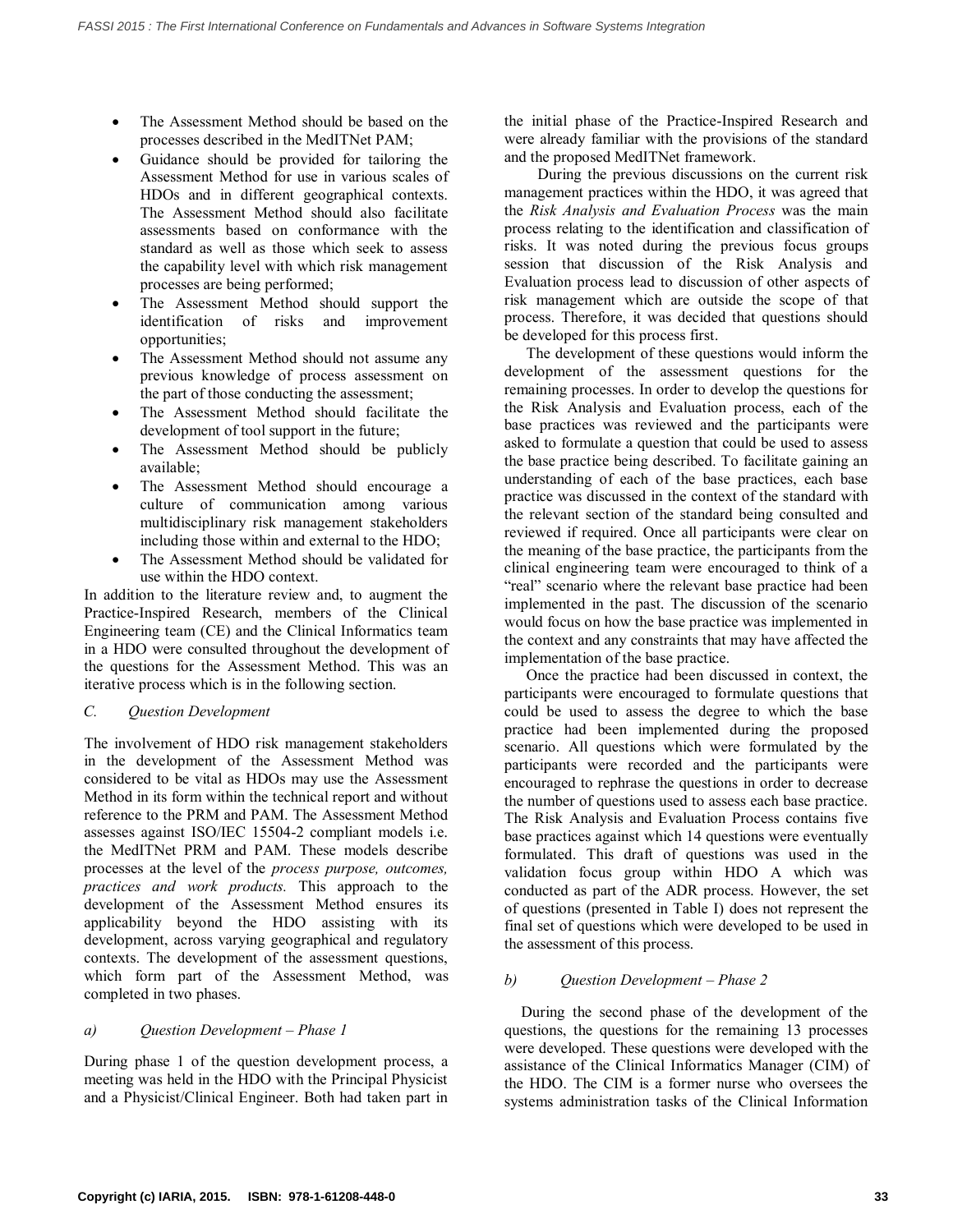- The Assessment Method should be based on the processes described in the MedITNet PAM;
- Guidance should be provided for tailoring the Assessment Method for use in various scales of HDOs and in different geographical contexts. The Assessment Method should also facilitate assessments based on conformance with the standard as well as those which seek to assess the capability level with which risk management processes are being performed;
- The Assessment Method should support the identification of risks and improvement opportunities;
- The Assessment Method should not assume any previous knowledge of process assessment on the part of those conducting the assessment;
- The Assessment Method should facilitate the development of tool support in the future;
- The Assessment Method should be publicly available;
- The Assessment Method should encourage a culture of communication among various multidisciplinary risk management stakeholders including those within and external to the HDO;
- The Assessment Method should be validated for use within the HDO context.

In addition to the literature review and, to augment the Practice-Inspired Research, members of the Clinical Engineering team (CE) and the Clinical Informatics team in a HDO were consulted throughout the development of the questions for the Assessment Method. This was an iterative process which is in the following section.

### *C. Question Development*

The involvement of HDO risk management stakeholders in the development of the Assessment Method was considered to be vital as HDOs may use the Assessment Method in its form within the technical report and without reference to the PRM and PAM. The Assessment Method assesses against ISO/IEC 15504-2 compliant models i.e. the MedITNet PRM and PAM. These models describe processes at the level of the *process purpose, outcomes, practices and work products.* This approach to the development of the Assessment Method ensures its applicability beyond the HDO assisting with its development, across varying geographical and regulatory contexts. The development of the assessment questions, which form part of the Assessment Method, was completed in two phases.

#### *a) Question Development – Phase 1*

During phase 1 of the question development process, a meeting was held in the HDO with the Principal Physicist and a Physicist/Clinical Engineer. Both had taken part in the initial phase of the Practice-Inspired Research and were already familiar with the provisions of the standard and the proposed MedITNet framework.

During the previous discussions on the current risk management practices within the HDO, it was agreed that the *Risk Analysis and Evaluation Process* was the main process relating to the identification and classification of risks. It was noted during the previous focus groups session that discussion of the Risk Analysis and Evaluation process lead to discussion of other aspects of risk management which are outside the scope of that process. Therefore, it was decided that questions should be developed for this process first.

The development of these questions would inform the development of the assessment questions for the remaining processes. In order to develop the questions for the Risk Analysis and Evaluation process, each of the base practices was reviewed and the participants were asked to formulate a question that could be used to assess the base practice being described. To facilitate gaining an understanding of each of the base practices, each base practice was discussed in the context of the standard with the relevant section of the standard being consulted and reviewed if required. Once all participants were clear on the meaning of the base practice, the participants from the clinical engineering team were encouraged to think of a "real" scenario where the relevant base practice had been implemented in the past. The discussion of the scenario would focus on how the base practice was implemented in the context and any constraints that may have affected the implementation of the base practice.

Once the practice had been discussed in context, the participants were encouraged to formulate questions that could be used to assess the degree to which the base practice had been implemented during the proposed scenario. All questions which were formulated by the participants were recorded and the participants were encouraged to rephrase the questions in order to decrease the number of questions used to assess each base practice. The Risk Analysis and Evaluation Process contains five base practices against which 14 questions were eventually formulated. This draft of questions was used in the validation focus group within HDO A which was conducted as part of the ADR process. However, the set of questions (presented in Table I) does not represent the final set of questions which were developed to be used in the assessment of this process.

#### *b) Question Development – Phase 2*

During the second phase of the development of the questions, the questions for the remaining 13 processes were developed. These questions were developed with the assistance of the Clinical Informatics Manager (CIM) of the HDO. The CIM is a former nurse who oversees the systems administration tasks of the Clinical Information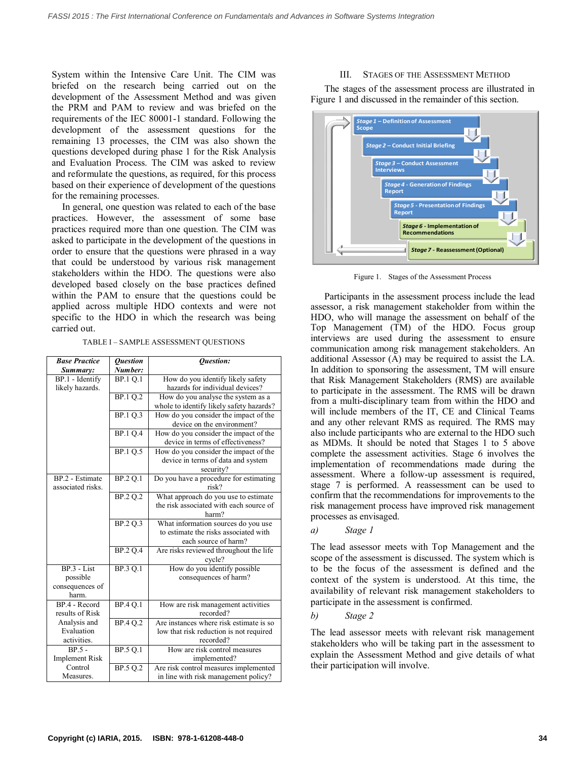System within the Intensive Care Unit. The CIM was briefed on the research being carried out on the development of the Assessment Method and was given the PRM and PAM to review and was briefed on the requirements of the IEC 80001-1 standard. Following the development of the assessment questions for the remaining 13 processes, the CIM was also shown the questions developed during phase 1 for the Risk Analysis and Evaluation Process. The CIM was asked to review and reformulate the questions, as required, for this process based on their experience of development of the questions for the remaining processes.

In general, one question was related to each of the base practices. However, the assessment of some base practices required more than one question. The CIM was asked to participate in the development of the questions in order to ensure that the questions were phrased in a way that could be understood by various risk management stakeholders within the HDO. The questions were also developed based closely on the base practices defined within the PAM to ensure that the questions could be applied across multiple HDO contexts and were not specific to the HDO in which the research was being carried out.

TABLE I – SAMPLE ASSESSMENT QUESTIONS

| *Base Practice Summary:* | *Question Number:* | *Question:* |
|---|---|---|
| BP.1 - Identify likely hazards. | BP.1 Q.1 | How do you identify likely safety hazards for individual devices? |
| | BP.1 Q.2 | How do you analyse the system as a whole to identify likely safety hazards? |
| | BP.1 Q.3 | How do you consider the impact of the device on the environment? |
| | BP.1 Q.4 | How do you consider the impact of the device in terms of effectiveness? |
| | BP.1 Q.5 | How do you consider the impact of the device in terms of data and system security? |
| BP.2 - Estimate associated risks. | BP.2 Q.1 | Do you have a procedure for estimating risk? |
| | BP.2 Q.2 | What approach do you use to estimate the risk associated with each source of harm? |
| | BP.2 Q.3 | What information sources do you use to estimate the risks associated with each source of harm? |
| | BP.2 Q.4 | Are risks reviewed throughout the life cycle? |
| BP.3 - List possible consequences of harm. | BP.3 Q.1 | How do you identify possible consequences of harm? |
| BP.4 - Record results of Risk Analysis and Evaluation activities. | BP.4 Q.1 | How are risk management activities recorded? |
| | BP.4 Q.2 | Are instances where risk estimate is so low that risk reduction is not required recorded? |
| BP.5 - Implement Risk Control Measures. | BP.5 Q.1 | How are risk control measures implemented? |
| | BP.5 Q.2 | Are risk control measures implemented in line with risk management policy? |

## III. STAGES OF THE ASSESSMENT METHOD

The stages of the assessment process are illustrated in Figure 1 and discussed in the remainder of this section.

*Stage 1* – Definition of Assessment Scope
*Stage 2* – Conduct Initial Briefing
*Stage 3* – Conduct Assessment Interviews
*Stage 4* - Generation of Findings Report
*Stage 5* - Presentation of Findings Report
*Stage 6* - Implementation of Recommendations
*Stage 7* - Reassessment (Optional)

Figure 1. Stages of the Assessment Process

Participants in the assessment process include the lead assessor, a risk management stakeholder from within the HDO, who will manage the assessment on behalf of the Top Management (TM) of the HDO. Focus group interviews are used during the assessment to ensure communication among risk management stakeholders. An additional Assessor (A) may be required to assist the LA. In addition to sponsoring the assessment, TM will ensure that Risk Management Stakeholders (RMS) are available to participate in the assessment. The RMS will be drawn from a multi-disciplinary team from within the HDO and will include members of the IT, CE and Clinical Teams and any other relevant RMS as required. The RMS may also include participants who are external to the HDO such as MDMs. It should be noted that Stages 1 to 5 above complete the assessment activities. Stage 6 involves the implementation of recommendations made during the assessment. Where a follow-up assessment is required, stage 7 is performed. A reassessment can be used to confirm that the recommendations for improvements to the risk management process have improved risk management processes as envisaged.

*a) Stage 1*

The lead assessor meets with Top Management and the scope of the assessment is discussed. The system which is to be the focus of the assessment is defined and the context of the system is understood. At this time, the availability of relevant risk management stakeholders to participate in the assessment is confirmed.

*b) Stage 2*

The lead assessor meets with relevant risk management stakeholders who will be taking part in the assessment to explain the Assessment Method and give details of what their participation will involve.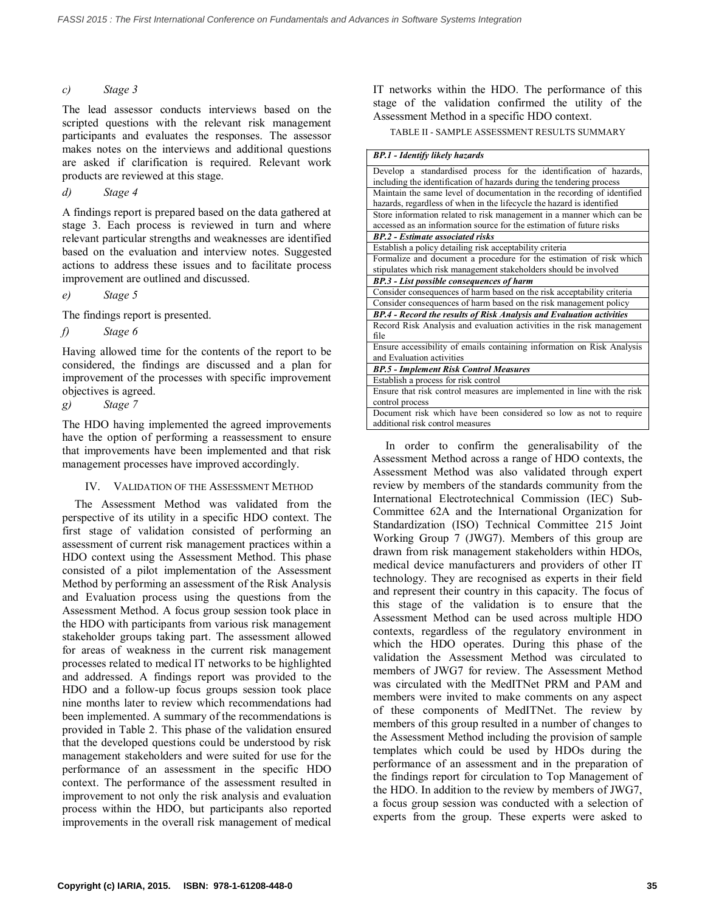#### c) Stage 3

The lead assessor conducts interviews based on the scripted questions with the relevant risk management participants and evaluates the responses. The assessor makes notes on the interviews and additional questions are asked if clarification is required. Relevant work products are reviewed at this stage.

#### d) Stage 4

A findings report is prepared based on the data gathered at stage 3. Each process is reviewed in turn and where relevant particular strengths and weaknesses are identified based on the evaluation and interview notes. Suggested actions to address these issues and to facilitate process improvement are outlined and discussed.

#### e) Stage 5

The findings report is presented.

#### f) Stage 6

Having allowed time for the contents of the report to be considered, the findings are discussed and a plan for improvement of the processes with specific improvement objectives is agreed.

#### g) Stage 7

The HDO having implemented the agreed improvements have the option of performing a reassessment to ensure that improvements have been implemented and that risk management processes have improved accordingly.

## IV. Validation of the Assessment Method

The Assessment Method was validated from the perspective of its utility in a specific HDO context. The first stage of validation consisted of performing an assessment of current risk management practices within a HDO context using the Assessment Method. This phase consisted of a pilot implementation of the Assessment Method by performing an assessment of the Risk Analysis and Evaluation process using the questions from the Assessment Method. A focus group session took place in the HDO with participants from various risk management stakeholder groups taking part. The assessment allowed for areas of weakness in the current risk management processes related to medical IT networks to be highlighted and addressed. A findings report was provided to the HDO and a follow-up focus groups session took place nine months later to review which recommendations had been implemented. A summary of the recommendations is provided in Table 2. This phase of the validation ensured that the developed questions could be understood by risk management stakeholders and were suited for use for the performance of an assessment in the specific HDO context. The performance of the assessment resulted in improvement to not only the risk analysis and evaluation process within the HDO, but participants also reported improvements in the overall risk management of medical IT networks within the HDO. The performance of this stage of the validation confirmed the utility of the Assessment Method in a specific HDO context.

TABLE II - SAMPLE ASSESSMENT RESULTS SUMMARY

| ***BP.1 - Identify likely hazards*** |
|---|
| Develop a standardised process for the identification of hazards, including the identification of hazards during the tendering process |
| Maintain the same level of documentation in the recording of identified hazards, regardless of when in the lifecycle the hazard is identified |
| Store information related to risk management in a manner which can be accessed as an information source for the estimation of future risks |
| ***BP.2 - Estimate associated risks*** |
| Establish a policy detailing risk acceptability criteria |
| Formalize and document a procedure for the estimation of risk which stipulates which risk management stakeholders should be involved |
| ***BP.3 - List possible consequences of harm*** |
| Consider consequences of harm based on the risk acceptability criteria |
| Consider consequences of harm based on the risk management policy |
| ***BP.4 - Record the results of Risk Analysis and Evaluation activities*** |
| Record Risk Analysis and evaluation activities in the risk management file |
| Ensure accessibility of emails containing information on Risk Analysis and Evaluation activities |
| ***BP.5 - Implement Risk Control Measures*** |
| Establish a process for risk control |
| Ensure that risk control measures are implemented in line with the risk control process |
| Document risk which have been considered so low as not to require additional risk control measures |

In order to confirm the generalisability of the Assessment Method across a range of HDO contexts, the Assessment Method was also validated through expert review by members of the standards community from the International Electrotechnical Commission (IEC) Sub-Committee 62A and the International Organization for Standardization (ISO) Technical Committee 215 Joint Working Group 7 (JWG7). Members of this group are drawn from risk management stakeholders within HDOs, medical device manufacturers and providers of other IT technology. They are recognised as experts in their field and represent their country in this capacity. The focus of this stage of the validation is to ensure that the Assessment Method can be used across multiple HDO contexts, regardless of the regulatory environment in which the HDO operates. During this phase of the validation the Assessment Method was circulated to members of JWG7 for review. The Assessment Method was circulated with the MedITNet PRM and PAM and members were invited to make comments on any aspect of these components of MedITNet. The review by members of this group resulted in a number of changes to the Assessment Method including the provision of sample templates which could be used by HDOs during the performance of an assessment and in the preparation of the findings report for circulation to Top Management of the HDO. In addition to the review by members of JWG7, a focus group session was conducted with a selection of experts from the group. These experts were asked to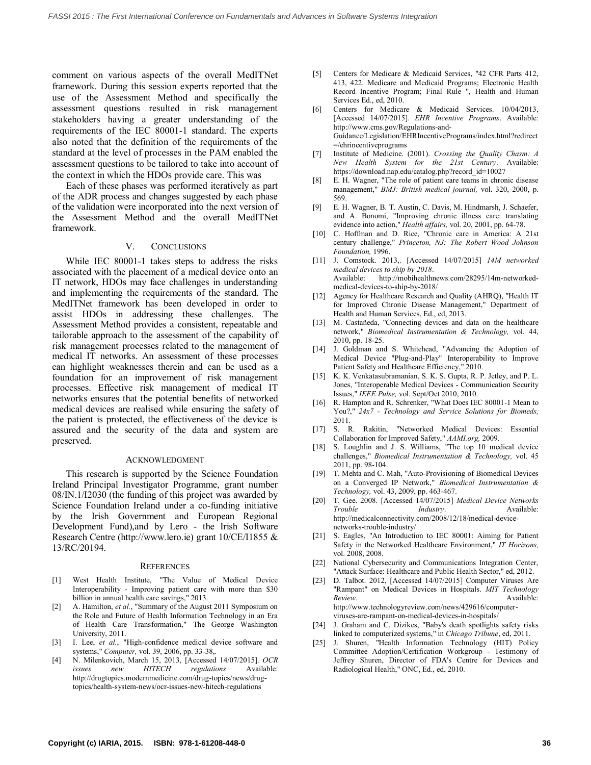comment on various aspects of the overall MedITNet framework. During this session experts reported that the use of the Assessment Method and specifically the assessment questions resulted in risk management stakeholders having a greater understanding of the requirements of the IEC 80001-1 standard. The experts also noted that the definition of the requirements of the standard at the level of processes in the PAM enabled the assessment questions to be tailored to take into account of the context in which the HDOs provide care. This was

Each of these phases was performed iteratively as part of the ADR process and changes suggested by each phase of the validation were incorporated into the next version of the Assessment Method and the overall MedITNet framework.

## V. Conclusions

While IEC 80001-1 takes steps to address the risks associated with the placement of a medical device onto an IT network, HDOs may face challenges in understanding and implementing the requirements of the standard. The MedITNet framework has been developed in order to assist HDOs in addressing these challenges. The Assessment Method provides a consistent, repeatable and tailorable approach to the assessment of the capability of risk management processes related to the management of medical IT networks. An assessment of these processes can highlight weaknesses therein and can be used as a foundation for an improvement of risk management processes. Effective risk management of medical IT networks ensures that the potential benefits of networked medical devices are realised while ensuring the safety of the patient is protected, the effectiveness of the device is assured and the security of the data and system are preserved.

## Acknowledgment

This research is supported by the Science Foundation Ireland Principal Investigator Programme, grant number 08/IN.1/I2030 (the funding of this project was awarded by Science Foundation Ireland under a co-funding initiative by the Irish Government and European Regional Development Fund),and by Lero - the Irish Software Research Centre (http://www.lero.ie) grant 10/CE/I1855 & 13/RC/20194.

## References

[1] West Health Institute, "The Value of Medical Device Interoperability - Improving patient care with more than $30 billion in annual health care savings," 2013.

[2] A. Hamilton, *et al.*, "Summary of the August 2011 Symposium on the Role and Future of Health Information Technology in an Era of Health Care Transformation," The George Washington University, 2011.

[3] I. Lee, *et al.*, "High-confidence medical device software and systems," *Computer,* vol. 39, 2006, pp. 33-38,.

[4] N. Milenkovich, March 15, 2013, [Accessed 14/07/2015]. *OCR issues new HITECH regulations* Available: http://drugtopics.modernmedicine.com/drug-topics/news/drug-topics/health-system-news/ocr-issues-new-hitech-regulations

[5] Centers for Medicare & Medicaid Services, "42 CFR Parts 412, 413, 422. Medicare and Medicaid Programs; Electronic Health Record Incentive Program; Final Rule ", Health and Human Services Ed., ed, 2010.

[6] Centers for Medicare & Medicaid Services. 10/04/2013, [Accessed 14/07/2015]. *EHR Incentive Programs*. Available: http://www.cms.gov/Regulations-and-Guidance/Legislation/EHRIncentivePrograms/index.html?redirect=/ehrincentiveprograms

[7] Institute of Medicine. (2001). *Crossing the Quality Chasm: A New Health System for the 21st Century*. Available: https://download.nap.edu/catalog.php?record_id=10027

[8] E. H. Wagner, "The role of patient care teams in chronic disease management," *BMJ: British medical journal,* vol. 320, 2000, p. 569.

[9] E. H. Wagner, B. T. Austin, C. Davis, M. Hindmarsh, J. Schaefer, and A. Bonomi, "Improving chronic illness care: translating evidence into action," *Health affairs,* vol. 20, 2001, pp. 64-78.

[10] C. Hoffman and D. Rice, "Chronic care in America: A 21st century challenge," *Princeton, NJ: The Robert Wood Johnson Foundation,* 1996.

[11] J. Comstock. 2013,. [Accessed 14/07/2015] *14M networked medical devices to ship by 2018*. Available: http://mobihealthnews.com/28295/14m-networked-medical-devices-to-ship-by-2018/

[12] Agency for Healthcare Research and Quality (AHRQ), "Health IT for Improved Chronic Disease Management," Department of Health and Human Services, Ed., ed, 2013.

[13] M. Castañeda, "Connecting devices and data on the healthcare network," *Biomedical Instrumentation & Technology,* vol. 44, 2010, pp. 18-25.

[14] J. Goldman and S. Whitehead, "Advancing the Adoption of Medical Device "Plug-and-Play" Interoperability to Improve Patient Safety and Healthcare Efficiency," 2010.

[15] K. K. Venkatasubramanian, S. K. S. Gupta, R. P. Jetley, and P. L. Jones, "Interoperable Medical Devices - Communication Security Issues," *IEEE Pulse,* vol. Sept/Oct 2010, 2010.

[16] R. Hampton and R. Schrenker, "What Does IEC 80001-1 Mean to You?," *24x7 - Technology and Service Solutions for Biomeds,* 2011.

[17] S. R. Rakitin, "Networked Medical Devices: Essential Collaboration for Improved Safety," *AAMI.org,* 2009.

[18] S. Loughlin and J. S. Williams, "The top 10 medical device challenges," *Biomedical Instrumentation & Technology,* vol. 45 2011, pp. 98-104.

[19] T. Mehta and C. Mah, "Auto-Provisioning of Biomedical Devices on a Converged IP Network," *Biomedical Instrumentation & Technology,* vol. 43, 2009, pp. 463-467.

[20] T. Gee. 2008. [Accessed 14/07/2015] *Medical Device Networks Trouble Industry*. Available: http://medicalconnectivity.com/2008/12/18/medical-device-networks-trouble-industry/

[21] S. Eagles, "An Introduction to IEC 80001: Aiming for Patient Safety in the Networked Healthcare Environment," *IT Horizons,* vol. 2008, 2008.

[22] National Cybersecurity and Communications Integration Center, "Attack Surface: Healthcare and Public Health Sector," ed, 2012.

[23] D. Talbot. 2012, [Accessed 14/07/2015] Computer Viruses Are "Rampant" on Medical Devices in Hospitals. *MIT Technology Review*. Available: http://www.technologyreview.com/news/429616/computer-viruses-are-rampant-on-medical-devices-in-hospitals/

[24] J. Graham and C. Dizikes, "Baby's death spotlights safety risks linked to computerized systems," in *Chicago Tribune*, ed, 2011.

[25] J. Shuren, "Health Information Technology (HIT) Policy Committee Adoption/Certification Workgroup - Testimony of Jeffrey Shuren, Director of FDA's Centre for Devices and Radiological Health," ONC, Ed., ed, 2010.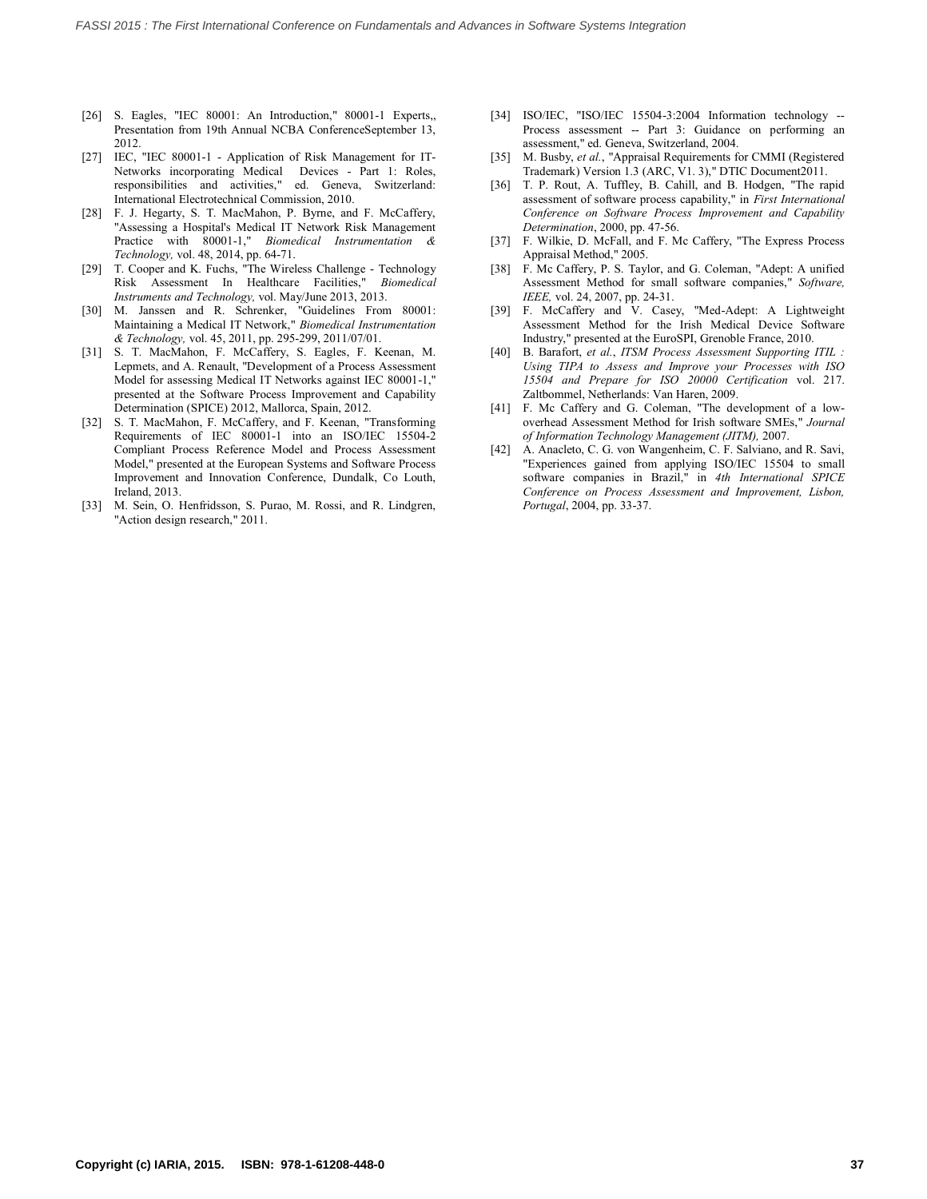[26] S. Eagles, "IEC 80001: An Introduction," 80001-1 Experts,, Presentation from 19th Annual NCBA ConferenceSeptember 13, 2012.

[27] IEC, "IEC 80001-1 - Application of Risk Management for IT-Networks incorporating Medical Devices - Part 1: Roles, responsibilities and activities," ed. Geneva, Switzerland: International Electrotechnical Commission, 2010.

[28] F. J. Hegarty, S. T. MacMahon, P. Byrne, and F. McCaffery, "Assessing a Hospital's Medical IT Network Risk Management Practice with 80001-1," *Biomedical Instrumentation & Technology,* vol. 48, 2014, pp. 64-71.

[29] T. Cooper and K. Fuchs, "The Wireless Challenge - Technology Risk Assessment In Healthcare Facilities," *Biomedical Instruments and Technology,* vol. May/June 2013, 2013.

[30] M. Janssen and R. Schrenker, "Guidelines From 80001: Maintaining a Medical IT Network," *Biomedical Instrumentation & Technology,* vol. 45, 2011, pp. 295-299, 2011/07/01.

[31] S. T. MacMahon, F. McCaffery, S. Eagles, F. Keenan, M. Lepmets, and A. Renault, "Development of a Process Assessment Model for assessing Medical IT Networks against IEC 80001-1," presented at the Software Process Improvement and Capability Determination (SPICE) 2012, Mallorca, Spain, 2012.

[32] S. T. MacMahon, F. McCaffery, and F. Keenan, "Transforming Requirements of IEC 80001-1 into an ISO/IEC 15504-2 Compliant Process Reference Model and Process Assessment Model," presented at the European Systems and Software Process Improvement and Innovation Conference, Dundalk, Co Louth, Ireland, 2013.

[33] M. Sein, O. Henfridsson, S. Purao, M. Rossi, and R. Lindgren, "Action design research," 2011.

[34] ISO/IEC, "ISO/IEC 15504-3:2004 Information technology -- Process assessment -- Part 3: Guidance on performing an assessment," ed. Geneva, Switzerland, 2004.

[35] M. Busby, *et al.*, "Appraisal Requirements for CMMI (Registered Trademark) Version 1.3 (ARC, V1. 3)," DTIC Document2011.

[36] T. P. Rout, A. Tuffley, B. Cahill, and B. Hodgen, "The rapid assessment of software process capability," in *First International Conference on Software Process Improvement and Capability Determination*, 2000, pp. 47-56.

[37] F. Wilkie, D. McFall, and F. Mc Caffery, "The Express Process Appraisal Method," 2005.

[38] F. Mc Caffery, P. S. Taylor, and G. Coleman, "Adept: A unified Assessment Method for small software companies," *Software, IEEE,* vol. 24, 2007, pp. 24-31.

[39] F. McCaffery and V. Casey, "Med-Adept: A Lightweight Assessment Method for the Irish Medical Device Software Industry," presented at the EuroSPI, Grenoble France, 2010.

[40] B. Barafort, *et al.*, *ITSM Process Assessment Supporting ITIL : Using TIPA to Assess and Improve your Processes with ISO 15504 and Prepare for ISO 20000 Certification* vol. 217. Zaltbommel, Netherlands: Van Haren, 2009.

[41] F. Mc Caffery and G. Coleman, "The development of a low-overhead Assessment Method for Irish software SMEs," *Journal of Information Technology Management (JITM),* 2007.

[42] A. Anacleto, C. G. von Wangenheim, C. F. Salviano, and R. Savi, "Experiences gained from applying ISO/IEC 15504 to small software companies in Brazil," in *4th International SPICE Conference on Process Assessment and Improvement, Lisbon, Portugal*, 2004, pp. 33-37.